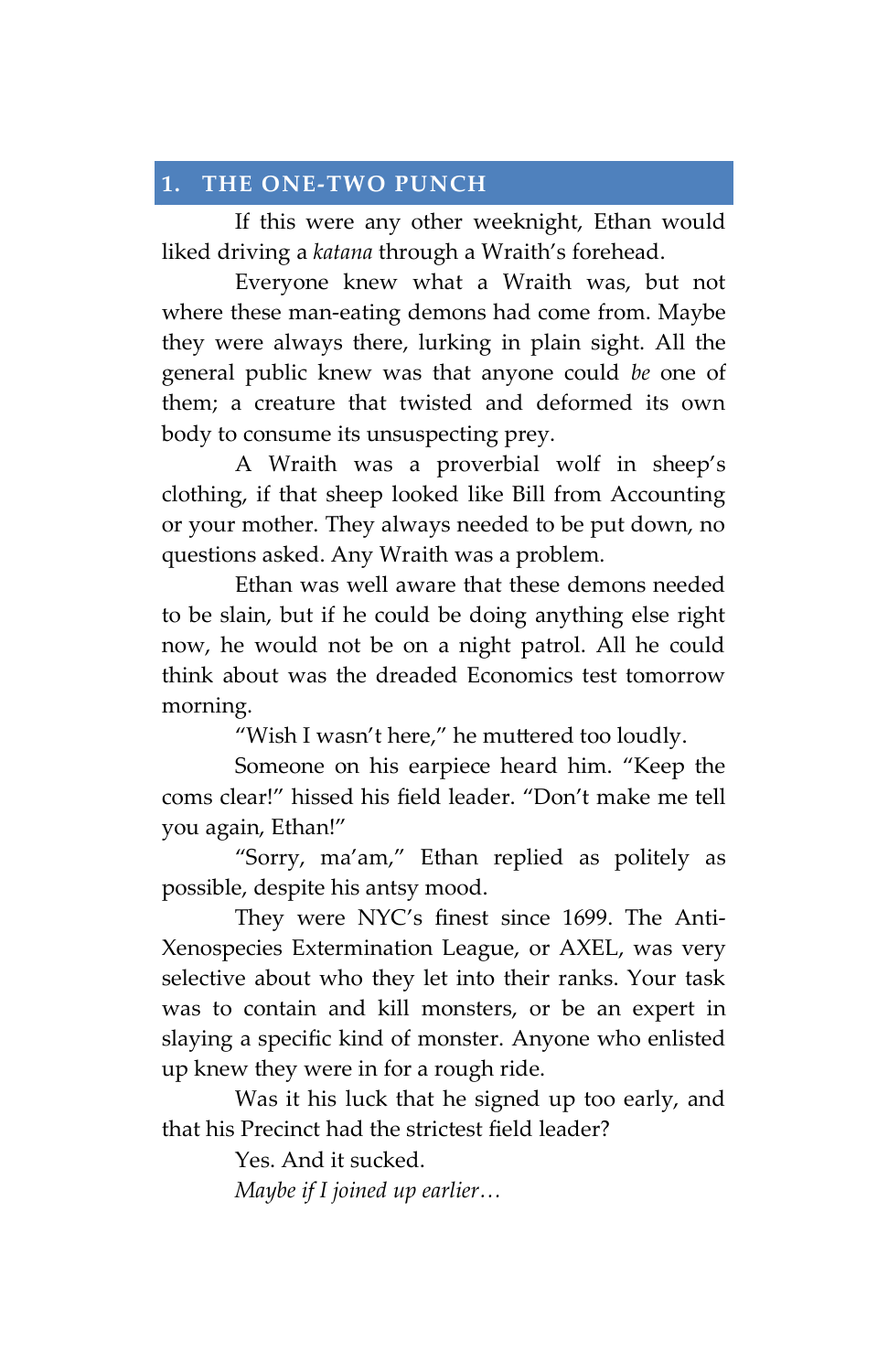# 1. THE ONE-TWO PUNCH

If this were any other weeknight, Ethan would liked driving a *katana* through a Wraith's forehead.

Everyone knew what a Wraith was, but not where these man-eating demons had come from. Maybe they were always there, lurking in plain sight. All the general public knew was that anyone could *be* one of them; a creature that twisted and deformed its own body to consume its unsuspecting prey.

A Wraith was a proverbial wolf in sheep's clothing, if that sheep looked like Bill from Accounting or your mother. They always needed to be put down, no questions asked. Any Wraith was a problem.

Ethan was well aware that these demons needed to be slain, but if he could be doing anything else right now, he would not be on a night patrol. All he could think about was the dreaded Economics test tomorrow morning.

"Wish I wasn't here," he muttered too loudly.

Someone on his earpiece heard him. "Keep the coms clear!" hissed his field leader. "Don't make me tell you again, Ethan!"

"Sorry, ma'am," Ethan replied as politely as possible, despite his antsy mood.

They were NYC's finest since 1699. The Anti-Xenospecies Extermination League, or AXEL, was very selective about who they let into their ranks. Your task was to contain and kill monsters, or be an expert in slaying a specific kind of monster. Anyone who enlisted up knew they were in for a rough ride.

Was it his luck that he signed up too early, and that his Precinct had the strictest field leader?

Yes. And it sucked.

*Maybe if I joined up earlier…*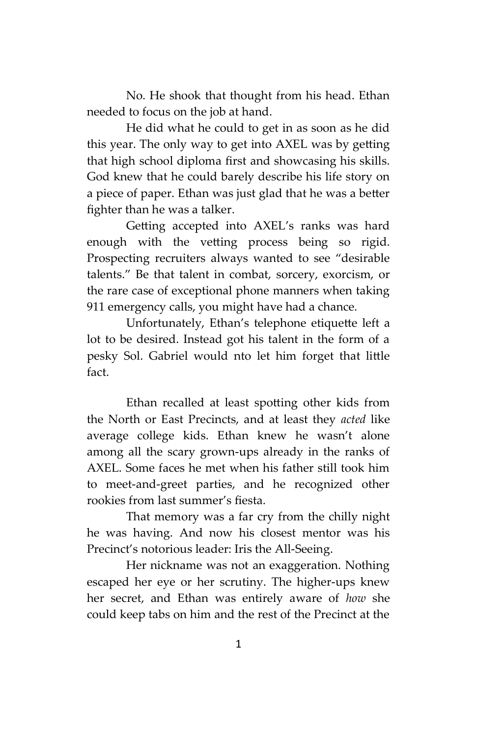No. He shook that thought from his head. Ethan needed to focus on the job at hand.

He did what he could to get in as soon as he did this year. The only way to get into AXEL was by getting that high school diploma first and showcasing his skills. God knew that he could barely describe his life story on a piece of paper. Ethan was just glad that he was a better fighter than he was a talker.

Getting accepted into AXEL's ranks was hard enough with the vetting process being so rigid. Prospecting recruiters always wanted to see "desirable talents." Be that talent in combat, sorcery, exorcism, or the rare case of exceptional phone manners when taking 911 emergency calls, you might have had a chance.

Unfortunately, Ethan's telephone etiquette left a lot to be desired. Instead got his talent in the form of a pesky Sol. Gabriel would nto let him forget that little fact.

Ethan recalled at least spotting other kids from the North or East Precincts, and at least they *acted* like average college kids. Ethan knew he wasn't alone among all the scary grown-ups already in the ranks of AXEL. Some faces he met when his father still took him to meet-and-greet parties, and he recognized other rookies from last summer's fiesta.

That memory was a far cry from the chilly night he was having. And now his closest mentor was his Precinct's notorious leader: Iris the All-Seeing.

Her nickname was not an exaggeration. Nothing escaped her eye or her scrutiny. The higher-ups knew her secret, and Ethan was entirely aware of *how* she could keep tabs on him and the rest of the Precinct at the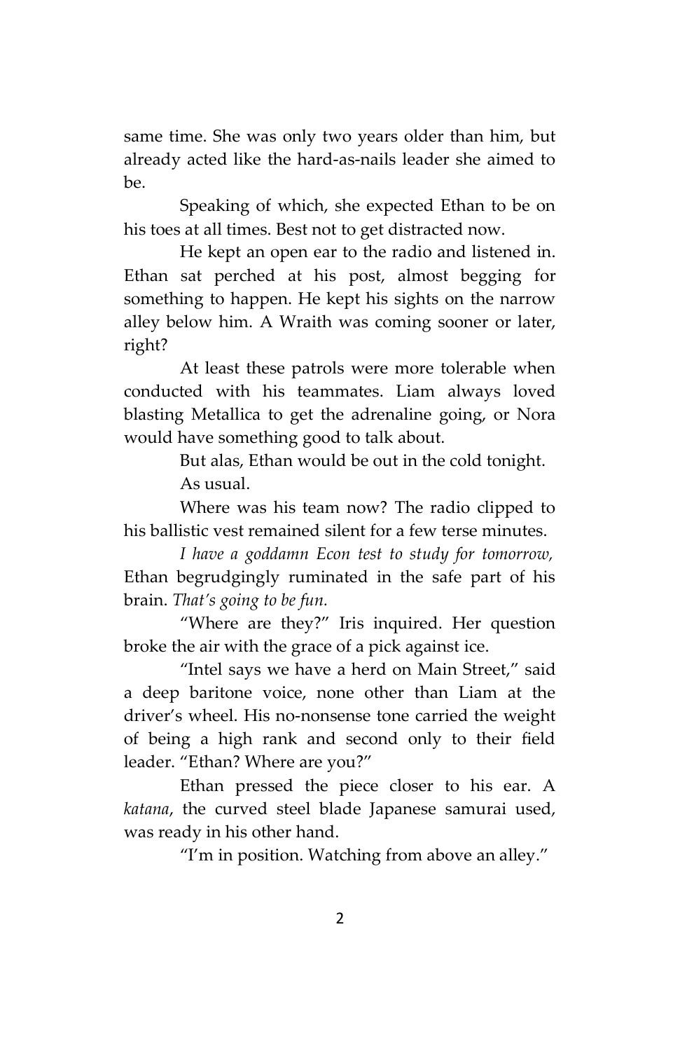same time. She was only two years older than him, but already acted like the hard-as-nails leader she aimed to be.

Speaking of which, she expected Ethan to be on his toes at all times. Best not to get distracted now.

He kept an open ear to the radio and listened in. Ethan sat perched at his post, almost begging for something to happen. He kept his sights on the narrow alley below him. A Wraith was coming sooner or later, right?

At least these patrols were more tolerable when conducted with his teammates. Liam always loved blasting Metallica to get the adrenaline going, or Nora would have something good to talk about.

But alas, Ethan would be out in the cold tonight.

As usual.

Where was his team now? The radio clipped to his ballistic vest remained silent for a few terse minutes.

*I have a goddamn Econ test to study for tomorrow,* Ethan begrudgingly ruminated in the safe part of his brain. *That's going to be fun.*

"Where are they?" Iris inquired. Her question broke the air with the grace of a pick against ice.

"Intel says we have a herd on Main Street," said a deep baritone voice, none other than Liam at the driver's wheel. His no-nonsense tone carried the weight of being a high rank and second only to their field leader. "Ethan? Where are you?"

Ethan pressed the piece closer to his ear. A *katana*, the curved steel blade Japanese samurai used, was ready in his other hand.

"I'm in position. Watching from above an alley."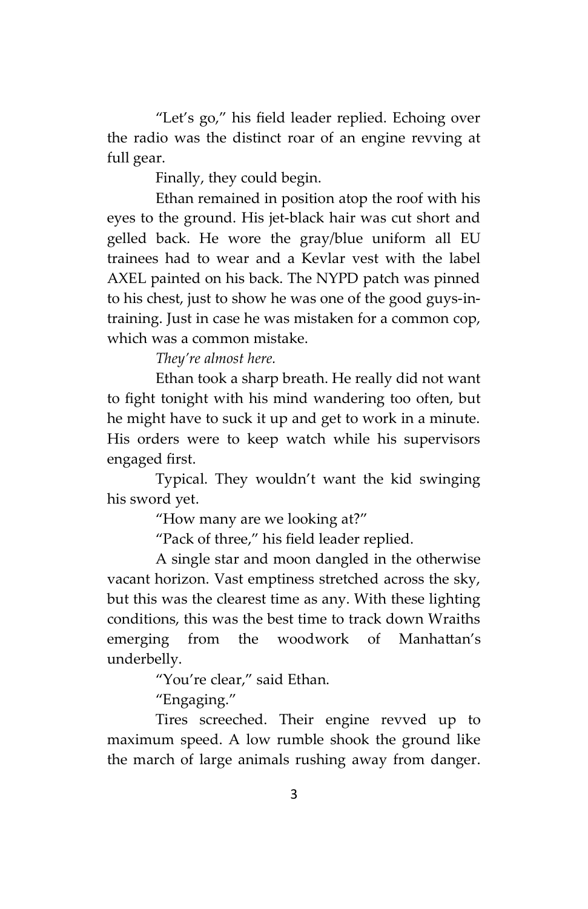"Let's go," his field leader replied. Echoing over the radio was the distinct roar of an engine revving at full gear.

Finally, they could begin.

Ethan remained in position atop the roof with his eyes to the ground. His jet-black hair was cut short and gelled back. He wore the gray/blue uniform all EU trainees had to wear and a Kevlar vest with the label AXEL painted on his back. The NYPD patch was pinned to his chest, just to show he was one of the good guys-in-training. Just in case he was mistaken for a common cop, which was a common mistake.

*They're almost here.*

Ethan took a sharp breath. He really did not want to fight tonight with his mind wandering too often, but he might have to suck it up and get to work in a minute. His orders were to keep watch while his supervisors engaged first.

Typical. They wouldn't want the kid swinging his sword yet.

"How many are we looking at?"

"Pack of three," his field leader replied.

A single star and moon dangled in the otherwise vacant horizon. Vast emptiness stretched across the sky, but this was the clearest time as any. With these lighting conditions, this was the best time to track down Wraiths emerging from the woodwork of Manhattan's underbelly.

"You're clear," said Ethan.

"Engaging."

Tires screeched. Their engine revved up to maximum speed. A low rumble shook the ground like the march of large animals rushing away from danger.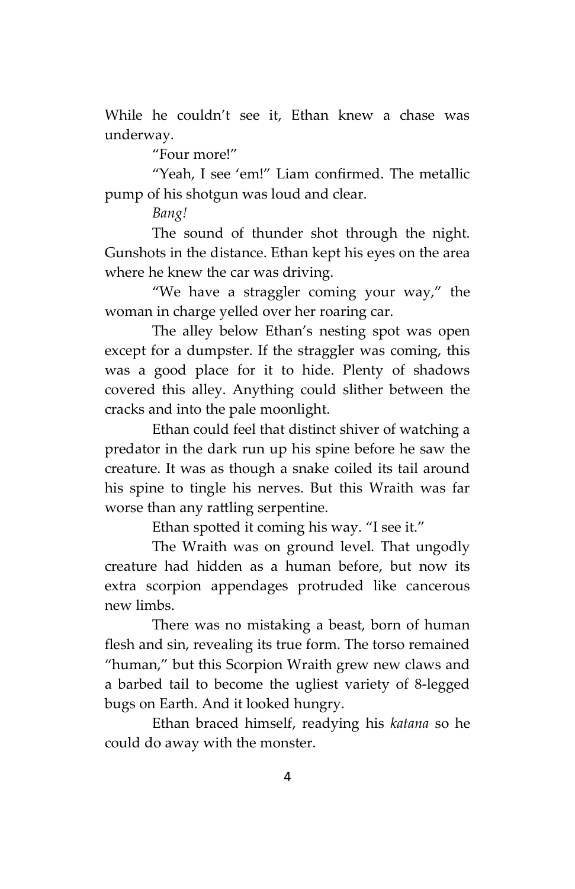While he couldn't see it, Ethan knew a chase was underway.

"Four more!"

"Yeah, I see 'em!" Liam confirmed. The metallic pump of his shotgun was loud and clear.

*Bang!*

The sound of thunder shot through the night. Gunshots in the distance. Ethan kept his eyes on the area where he knew the car was driving.

"We have a straggler coming your way," the woman in charge yelled over her roaring car.

The alley below Ethan's nesting spot was open except for a dumpster. If the straggler was coming, this was a good place for it to hide. Plenty of shadows covered this alley. Anything could slither between the cracks and into the pale moonlight.

Ethan could feel that distinct shiver of watching a predator in the dark run up his spine before he saw the creature. It was as though a snake coiled its tail around his spine to tingle his nerves. But this Wraith was far worse than any rattling serpentine.

Ethan spotted it coming his way. "I see it."

The Wraith was on ground level. That ungodly creature had hidden as a human before, but now its extra scorpion appendages protruded like cancerous new limbs.

There was no mistaking a beast, born of human flesh and sin, revealing its true form. The torso remained "human," but this Scorpion Wraith grew new claws and a barbed tail to become the ugliest variety of 8-legged bugs on Earth. And it looked hungry.

Ethan braced himself, readying his *katana* so he could do away with the monster.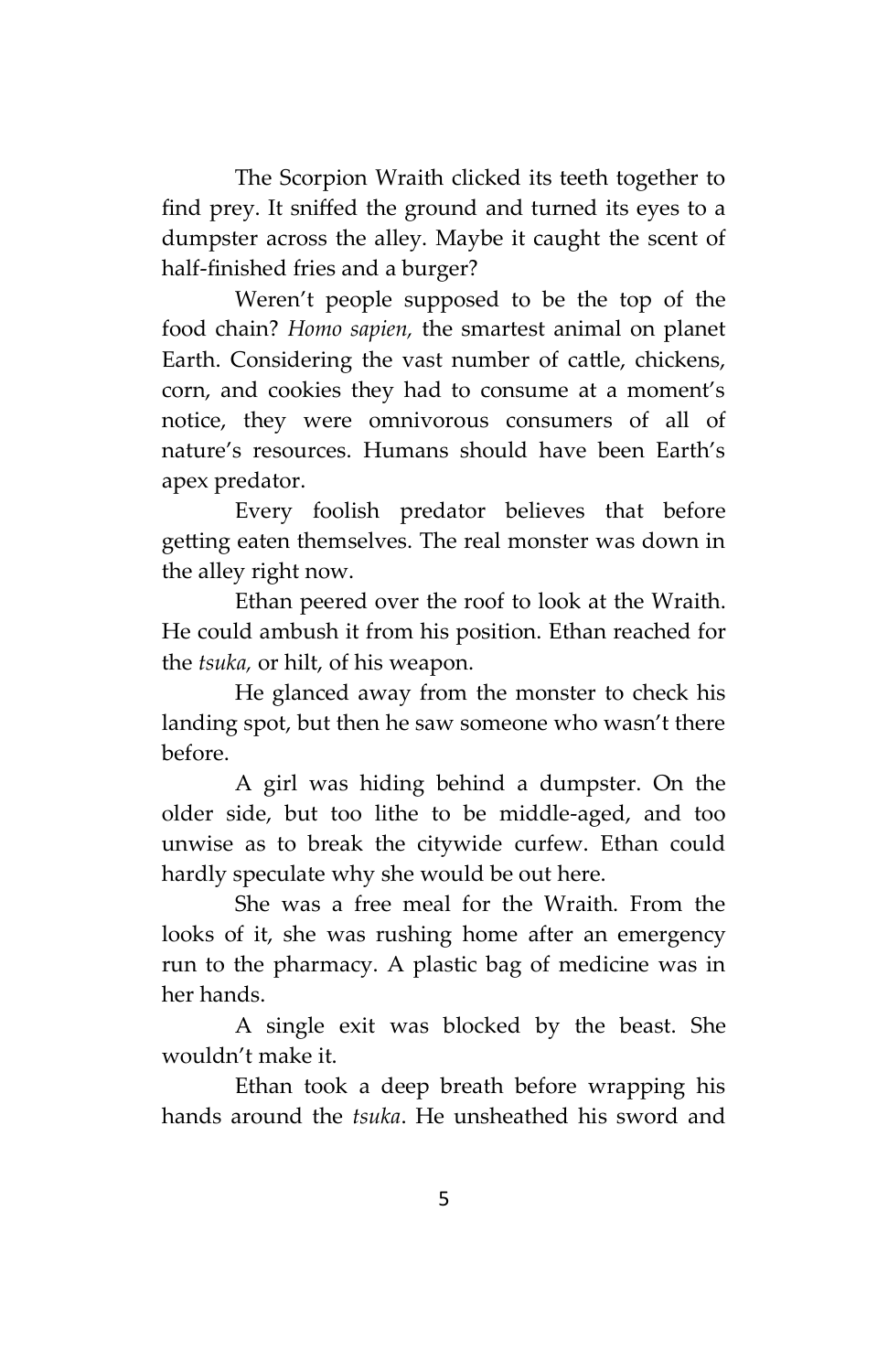The Scorpion Wraith clicked its teeth together to find prey. It sniffed the ground and turned its eyes to a dumpster across the alley. Maybe it caught the scent of half-finished fries and a burger?

Weren't people supposed to be the top of the food chain? *Homo sapien,* the smartest animal on planet Earth. Considering the vast number of cattle, chickens, corn, and cookies they had to consume at a moment's notice, they were omnivorous consumers of all of nature's resources. Humans should have been Earth's apex predator.

Every foolish predator believes that before getting eaten themselves. The real monster was down in the alley right now.

Ethan peered over the roof to look at the Wraith. He could ambush it from his position. Ethan reached for the *tsuka,* or hilt, of his weapon.

He glanced away from the monster to check his landing spot, but then he saw someone who wasn't there before.

A girl was hiding behind a dumpster. On the older side, but too lithe to be middle-aged, and too unwise as to break the citywide curfew. Ethan could hardly speculate why she would be out here.

She was a free meal for the Wraith. From the looks of it, she was rushing home after an emergency run to the pharmacy. A plastic bag of medicine was in her hands.

A single exit was blocked by the beast. She wouldn't make it.

Ethan took a deep breath before wrapping his hands around the *tsuka*. He unsheathed his sword and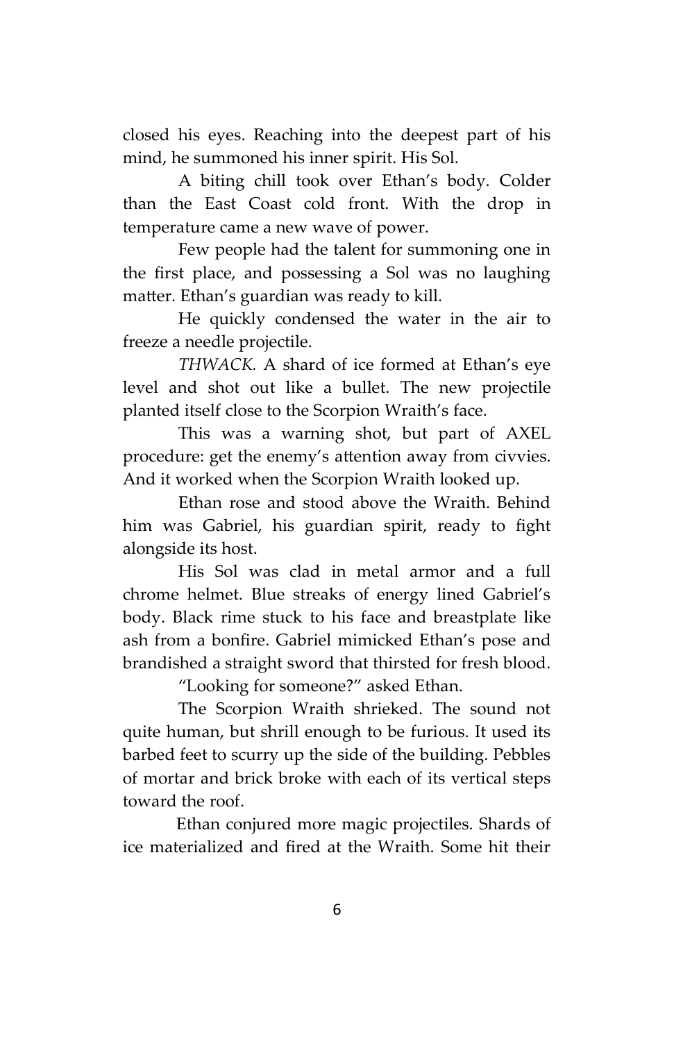closed his eyes. Reaching into the deepest part of his mind, he summoned his inner spirit. His Sol.

A biting chill took over Ethan's body. Colder than the East Coast cold front. With the drop in temperature came a new wave of power.

Few people had the talent for summoning one in the first place, and possessing a Sol was no laughing matter. Ethan's guardian was ready to kill.

He quickly condensed the water in the air to freeze a needle projectile.

*THWACK.* A shard of ice formed at Ethan's eye level and shot out like a bullet. The new projectile planted itself close to the Scorpion Wraith's face.

This was a warning shot, but part of AXEL procedure: get the enemy's attention away from civvies. And it worked when the Scorpion Wraith looked up.

Ethan rose and stood above the Wraith. Behind him was Gabriel, his guardian spirit, ready to fight alongside its host.

His Sol was clad in metal armor and a full chrome helmet. Blue streaks of energy lined Gabriel's body. Black rime stuck to his face and breastplate like ash from a bonfire. Gabriel mimicked Ethan's pose and brandished a straight sword that thirsted for fresh blood.

"Looking for someone?" asked Ethan.

The Scorpion Wraith shrieked. The sound not quite human, but shrill enough to be furious. It used its barbed feet to scurry up the side of the building. Pebbles of mortar and brick broke with each of its vertical steps toward the roof.

Ethan conjured more magic projectiles. Shards of ice materialized and fired at the Wraith. Some hit their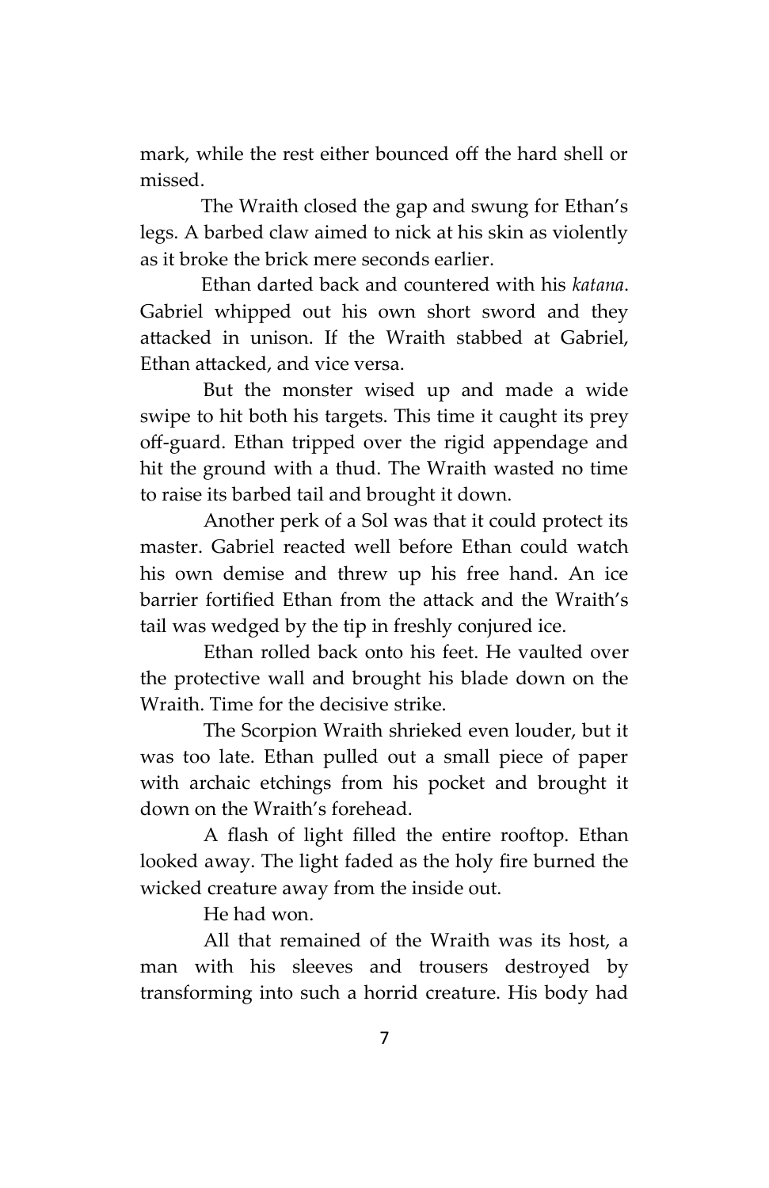mark, while the rest either bounced off the hard shell or missed.

The Wraith closed the gap and swung for Ethan's legs. A barbed claw aimed to nick at his skin as violently as it broke the brick mere seconds earlier.

Ethan darted back and countered with his *katana*. Gabriel whipped out his own short sword and they attacked in unison. If the Wraith stabbed at Gabriel, Ethan attacked, and vice versa.

But the monster wised up and made a wide swipe to hit both his targets. This time it caught its prey off-guard. Ethan tripped over the rigid appendage and hit the ground with a thud. The Wraith wasted no time to raise its barbed tail and brought it down.

Another perk of a Sol was that it could protect its master. Gabriel reacted well before Ethan could watch his own demise and threw up his free hand. An ice barrier fortified Ethan from the attack and the Wraith's tail was wedged by the tip in freshly conjured ice.

Ethan rolled back onto his feet. He vaulted over the protective wall and brought his blade down on the Wraith. Time for the decisive strike.

The Scorpion Wraith shrieked even louder, but it was too late. Ethan pulled out a small piece of paper with archaic etchings from his pocket and brought it down on the Wraith's forehead.

A flash of light filled the entire rooftop. Ethan looked away. The light faded as the holy fire burned the wicked creature away from the inside out.

He had won.

All that remained of the Wraith was its host, a man with his sleeves and trousers destroyed by transforming into such a horrid creature. His body had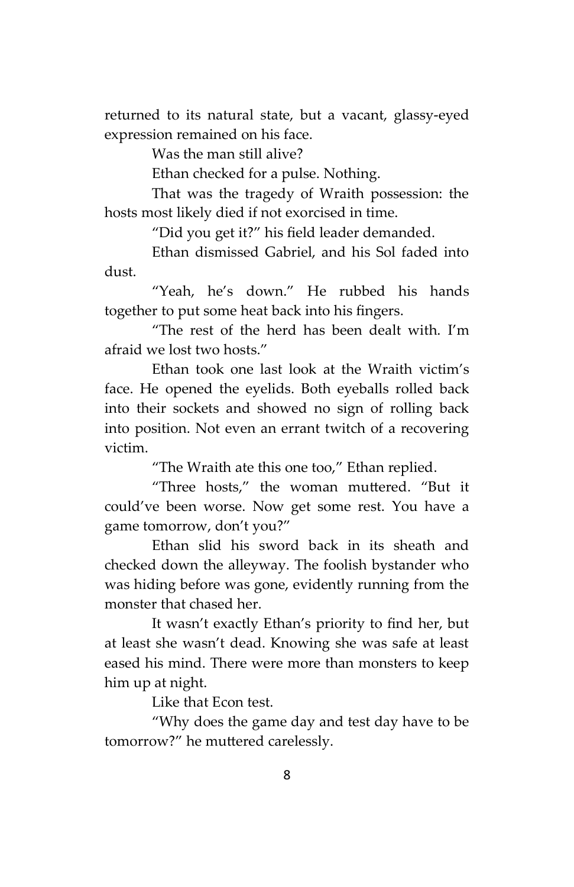returned to its natural state, but a vacant, glassy-eyed expression remained on his face.

Was the man still alive?

Ethan checked for a pulse. Nothing.

That was the tragedy of Wraith possession: the hosts most likely died if not exorcised in time.

"Did you get it?" his field leader demanded.

Ethan dismissed Gabriel, and his Sol faded into dust.

"Yeah, he's down." He rubbed his hands together to put some heat back into his fingers.

"The rest of the herd has been dealt with. I'm afraid we lost two hosts."

Ethan took one last look at the Wraith victim's face. He opened the eyelids. Both eyeballs rolled back into their sockets and showed no sign of rolling back into position. Not even an errant twitch of a recovering victim.

"The Wraith ate this one too," Ethan replied.

"Three hosts," the woman muttered. "But it could've been worse. Now get some rest. You have a game tomorrow, don't you?"

Ethan slid his sword back in its sheath and checked down the alleyway. The foolish bystander who was hiding before was gone, evidently running from the monster that chased her.

It wasn't exactly Ethan's priority to find her, but at least she wasn't dead. Knowing she was safe at least eased his mind. There were more than monsters to keep him up at night.

Like that Econ test.

"Why does the game day and test day have to be tomorrow?" he muttered carelessly.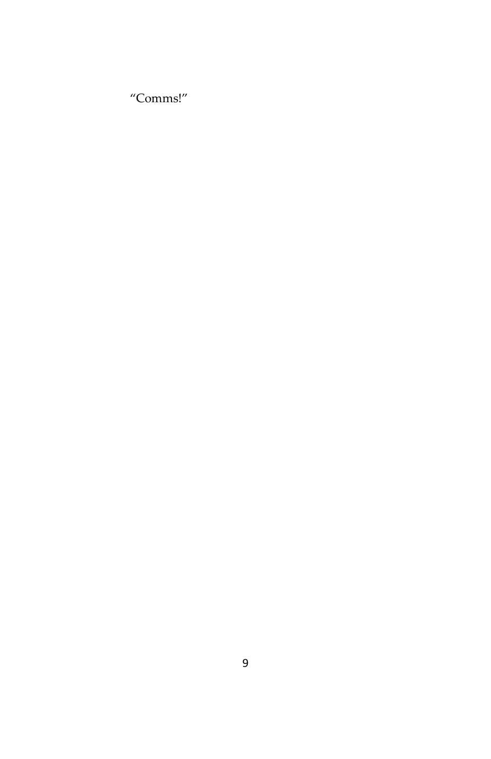"Comms!"